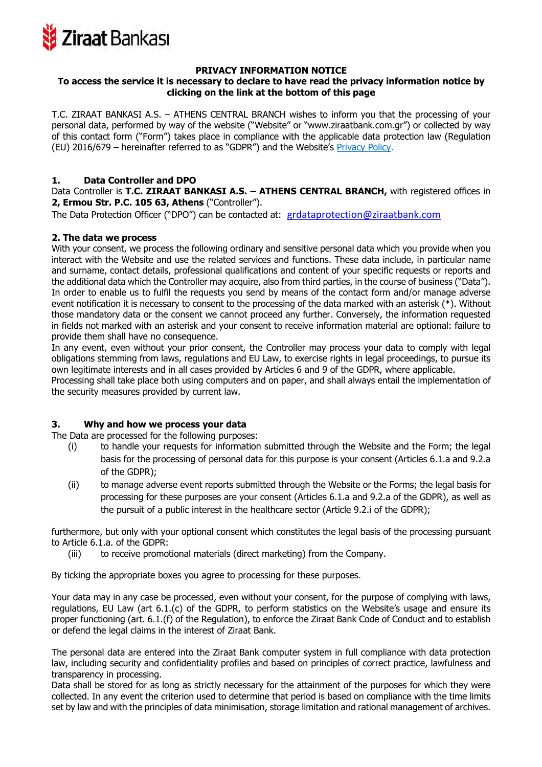# PRIVACY INFORMATION NOTICE

**To access the service it is necessary to declare to have read the privacy information notice by clicking on the link at the bottom of this page**

T.C. ZIRAAT BANKASI A.S. – ATHENS CENTRAL BRANCH wishes to inform you that the processing of your personal data, performed by way of the website ("Website" or "www.ziraatbank.com.gr") or collected by way of this contact form ("Form") takes place in compliance with the applicable data protection law (Regulation (EU) 2016/679 – hereinafter referred to as "GDPR") and the Website's Privacy Policy.

## 1. Data Controller and DPO

Data Controller is **T.C. ZIRAAT BANKASI A.S. – ATHENS CENTRAL BRANCH,** with registered offices in **2, Ermou Str. P.C. 105 63, Athens** ("Controller").

The Data Protection Officer ("DPO") can be contacted at: grdataprotection@ziraatbank.com

## 2. The data we process

With your consent, we process the following ordinary and sensitive personal data which you provide when you interact with the Website and use the related services and functions. These data include, in particular name and surname, contact details, professional qualifications and content of your specific requests or reports and the additional data which the Controller may acquire, also from third parties, in the course of business ("Data"). In order to enable us to fulfil the requests you send by means of the contact form and/or manage adverse event notification it is necessary to consent to the processing of the data marked with an asterisk (*). Without those mandatory data or the consent we cannot proceed any further. Conversely, the information requested in fields not marked with an asterisk and your consent to receive information material are optional: failure to provide them shall have no consequence.

In any event, even without your prior consent, the Controller may process your data to comply with legal obligations stemming from laws, regulations and EU Law, to exercise rights in legal proceedings, to pursue its own legitimate interests and in all cases provided by Articles 6 and 9 of the GDPR, where applicable.

Processing shall take place both using computers and on paper, and shall always entail the implementation of the security measures provided by current law.

## 3. Why and how we process your data

The Data are processed for the following purposes:

(i) to handle your requests for information submitted through the Website and the Form; the legal basis for the processing of personal data for this purpose is your consent (Articles 6.1.a and 9.2.a of the GDPR);

(ii) to manage adverse event reports submitted through the Website or the Forms; the legal basis for processing for these purposes are your consent (Articles 6.1.a and 9.2.a of the GDPR), as well as the pursuit of a public interest in the healthcare sector (Article 9.2.i of the GDPR);

furthermore, but only with your optional consent which constitutes the legal basis of the processing pursuant to Article 6.1.a. of the GDPR:

(iii) to receive promotional materials (direct marketing) from the Company.

By ticking the appropriate boxes you agree to processing for these purposes.

Your data may in any case be processed, even without your consent, for the purpose of complying with laws, regulations, EU Law (art 6.1.(c) of the GDPR, to perform statistics on the Website's usage and ensure its proper functioning (art. 6.1.(f) of the Regulation), to enforce the Ziraat Bank Code of Conduct and to establish or defend the legal claims in the interest of Ziraat Bank.

The personal data are entered into the Ziraat Bank computer system in full compliance with data protection law, including security and confidentiality profiles and based on principles of correct practice, lawfulness and transparency in processing.

Data shall be stored for as long as strictly necessary for the attainment of the purposes for which they were collected. In any event the criterion used to determine that period is based on compliance with the time limits set by law and with the principles of data minimisation, storage limitation and rational management of archives.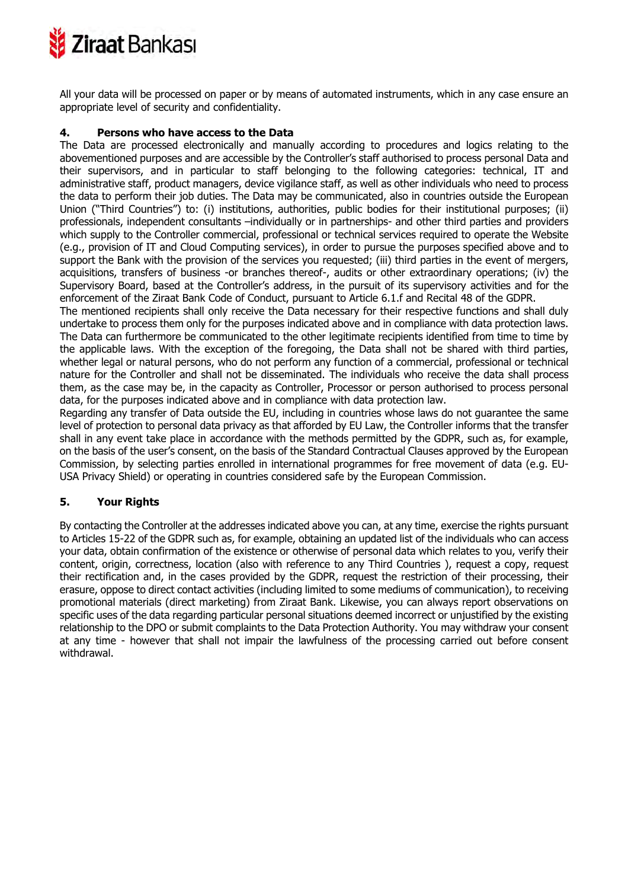All your data will be processed on paper or by means of automated instruments, which in any case ensure an appropriate level of security and confidentiality.

## 4. Persons who have access to the Data

The Data are processed electronically and manually according to procedures and logics relating to the abovementioned purposes and are accessible by the Controller's staff authorised to process personal Data and their supervisors, and in particular to staff belonging to the following categories: technical, IT and administrative staff, product managers, device vigilance staff, as well as other individuals who need to process the data to perform their job duties. The Data may be communicated, also in countries outside the European Union ("Third Countries") to: (i) institutions, authorities, public bodies for their institutional purposes; (ii) professionals, independent consultants –individually or in partnerships- and other third parties and providers which supply to the Controller commercial, professional or technical services required to operate the Website (e.g., provision of IT and Cloud Computing services), in order to pursue the purposes specified above and to support the Bank with the provision of the services you requested; (iii) third parties in the event of mergers, acquisitions, transfers of business -or branches thereof-, audits or other extraordinary operations; (iv) the Supervisory Board, based at the Controller's address, in the pursuit of its supervisory activities and for the enforcement of the Ziraat Bank Code of Conduct, pursuant to Article 6.1.f and Recital 48 of the GDPR.

The mentioned recipients shall only receive the Data necessary for their respective functions and shall duly undertake to process them only for the purposes indicated above and in compliance with data protection laws. The Data can furthermore be communicated to the other legitimate recipients identified from time to time by the applicable laws. With the exception of the foregoing, the Data shall not be shared with third parties, whether legal or natural persons, who do not perform any function of a commercial, professional or technical nature for the Controller and shall not be disseminated. The individuals who receive the data shall process them, as the case may be, in the capacity as Controller, Processor or person authorised to process personal data, for the purposes indicated above and in compliance with data protection law.

Regarding any transfer of Data outside the EU, including in countries whose laws do not guarantee the same level of protection to personal data privacy as that afforded by EU Law, the Controller informs that the transfer shall in any event take place in accordance with the methods permitted by the GDPR, such as, for example, on the basis of the user's consent, on the basis of the Standard Contractual Clauses approved by the European Commission, by selecting parties enrolled in international programmes for free movement of data (e.g. EU-USA Privacy Shield) or operating in countries considered safe by the European Commission.

## 5. Your Rights

By contacting the Controller at the addresses indicated above you can, at any time, exercise the rights pursuant to Articles 15-22 of the GDPR such as, for example, obtaining an updated list of the individuals who can access your data, obtain confirmation of the existence or otherwise of personal data which relates to you, verify their content, origin, correctness, location (also with reference to any Third Countries ), request a copy, request their rectification and, in the cases provided by the GDPR, request the restriction of their processing, their erasure, oppose to direct contact activities (including limited to some mediums of communication), to receiving promotional materials (direct marketing) from Ziraat Bank. Likewise, you can always report observations on specific uses of the data regarding particular personal situations deemed incorrect or unjustified by the existing relationship to the DPO or submit complaints to the Data Protection Authority. You may withdraw your consent at any time - however that shall not impair the lawfulness of the processing carried out before consent withdrawal.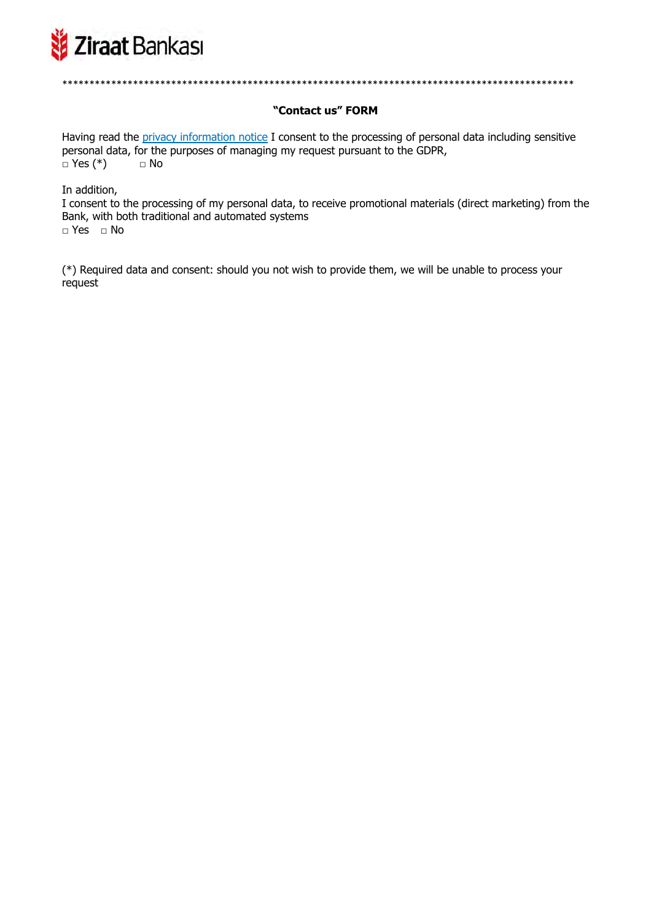\*\*\*\*\*\*\*\*\*\*\*\*\*\*\*\*\*\*\*\*\*\*\*\*\*\*\*\*\*\*\*\*\*\*\*\*\*\*\*\*\*\*\*\*\*\*\*\*\*\*\*\*\*\*\*\*\*\*\*\*\*\*\*\*\*\*\*\*\*\*\*\*\*\*\*\*\*\*\*\*\*\*\*\*\*\*\*\*\*\*\*\*\*\*\*\*

**"Contact us" FORM**

Having read the privacy information notice I consent to the processing of personal data including sensitive personal data, for the purposes of managing my request pursuant to the GDPR,
□ Yes (*) □ No

In addition,
I consent to the processing of my personal data, to receive promotional materials (direct marketing) from the Bank, with both traditional and automated systems
□ Yes □ No

(*) Required data and consent: should you not wish to provide them, we will be unable to process your request